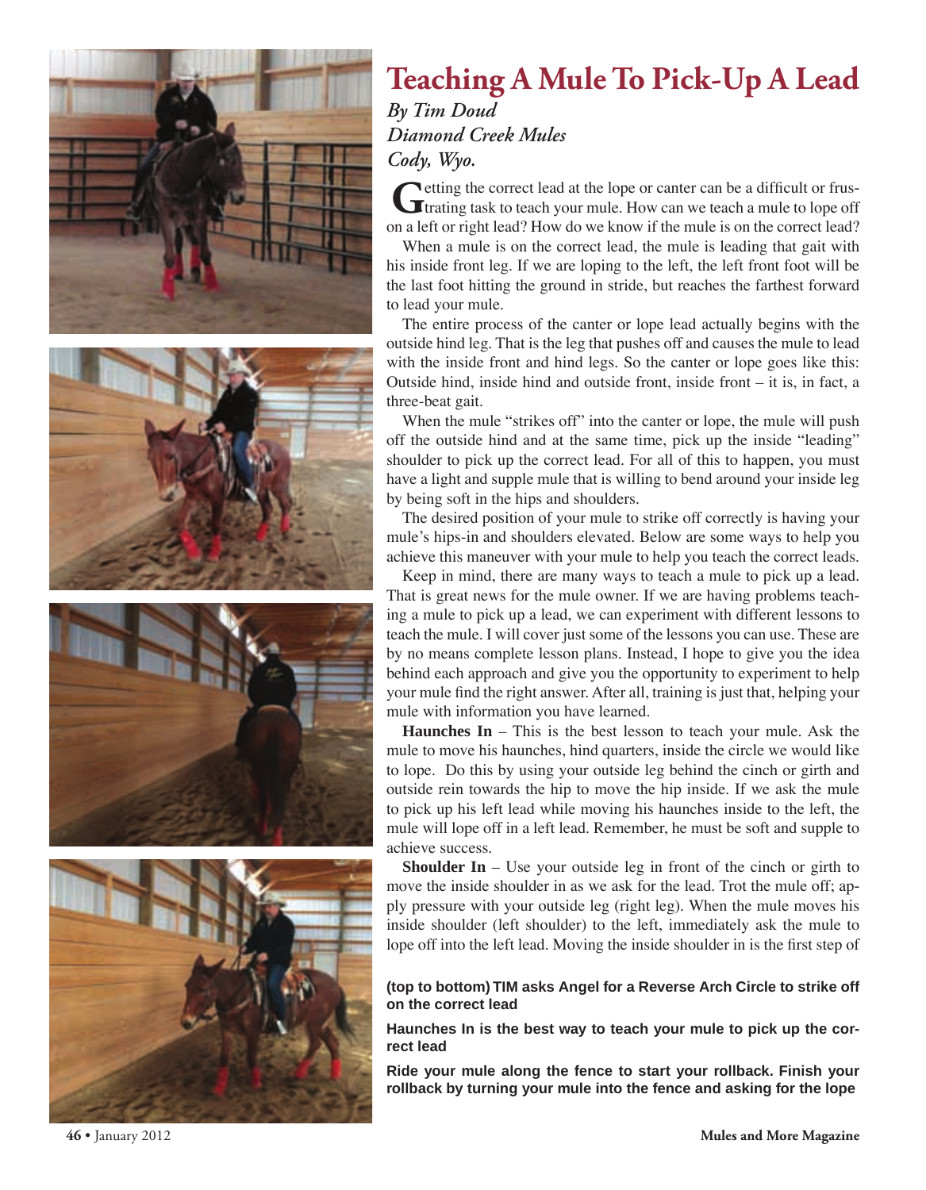# Teaching A Mule To Pick-Up A Lead

*By Tim Doud*
*Diamond Creek Mules*
*Cody, Wyo.*

Getting the correct lead at the lope or canter can be a difficult or frustrating task to teach your mule. How can we teach a mule to lope off on a left or right lead? How do we know if the mule is on the correct lead?

When a mule is on the correct lead, the mule is leading that gait with his inside front leg. If we are loping to the left, the left front foot will be the last foot hitting the ground in stride, but reaches the farthest forward to lead your mule.

The entire process of the canter or lope lead actually begins with the outside hind leg. That is the leg that pushes off and causes the mule to lead with the inside front and hind legs. So the canter or lope goes like this: Outside hind, inside hind and outside front, inside front – it is, in fact, a three-beat gait.

When the mule "strikes off" into the canter or lope, the mule will push off the outside hind and at the same time, pick up the inside "leading" shoulder to pick up the correct lead. For all of this to happen, you must have a light and supple mule that is willing to bend around your inside leg by being soft in the hips and shoulders.

The desired position of your mule to strike off correctly is having your mule's hips-in and shoulders elevated. Below are some ways to help you achieve this maneuver with your mule to help you teach the correct leads.

Keep in mind, there are many ways to teach a mule to pick up a lead. That is great news for the mule owner. If we are having problems teaching a mule to pick up a lead, we can experiment with different lessons to teach the mule. I will cover just some of the lessons you can use. These are by no means complete lesson plans. Instead, I hope to give you the idea behind each approach and give you the opportunity to experiment to help your mule find the right answer. After all, training is just that, helping your mule with information you have learned.

**Haunches In** – This is the best lesson to teach your mule. Ask the mule to move his haunches, hind quarters, inside the circle we would like to lope. Do this by using your outside leg behind the cinch or girth and outside rein towards the hip to move the hip inside. If we ask the mule to pick up his left lead while moving his haunches inside to the left, the mule will lope off in a left lead. Remember, he must be soft and supple to achieve success.

**Shoulder In** – Use your outside leg in front of the cinch or girth to move the inside shoulder in as we ask for the lead. Trot the mule off; apply pressure with your outside leg (right leg). When the mule moves his inside shoulder (left shoulder) to the left, immediately ask the mule to lope off into the left lead. Moving the inside shoulder in is the first step of

**(top to bottom) TIM asks Angel for a Reverse Arch Circle to strike off on the correct lead**

**Haunches In is the best way to teach your mule to pick up the correct lead**

**Ride your mule along the fence to start your rollback. Finish your rollback by turning your mule into the fence and asking for the lope**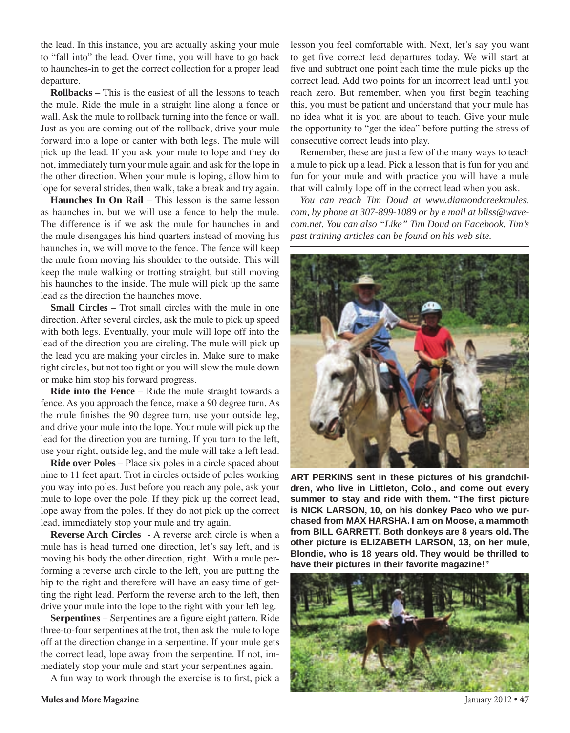the lead. In this instance, you are actually asking your mule to "fall into" the lead. Over time, you will have to go back to haunches-in to get the correct collection for a proper lead departure.

**Rollbacks** – This is the easiest of all the lessons to teach the mule. Ride the mule in a straight line along a fence or wall. Ask the mule to rollback turning into the fence or wall. Just as you are coming out of the rollback, drive your mule forward into a lope or canter with both legs. The mule will pick up the lead. If you ask your mule to lope and they do not, immediately turn your mule again and ask for the lope in the other direction. When your mule is loping, allow him to lope for several strides, then walk, take a break and try again.

**Haunches In On Rail** – This lesson is the same lesson as haunches in, but we will use a fence to help the mule. The difference is if we ask the mule for haunches in and the mule disengages his hind quarters instead of moving his haunches in, we will move to the fence. The fence will keep the mule from moving his shoulder to the outside. This will keep the mule walking or trotting straight, but still moving his haunches to the inside. The mule will pick up the same lead as the direction the haunches move.

**Small Circles** – Trot small circles with the mule in one direction. After several circles, ask the mule to pick up speed with both legs. Eventually, your mule will lope off into the lead of the direction you are circling. The mule will pick up the lead you are making your circles in. Make sure to make tight circles, but not too tight or you will slow the mule down or make him stop his forward progress.

**Ride into the Fence** – Ride the mule straight towards a fence. As you approach the fence, make a 90 degree turn. As the mule finishes the 90 degree turn, use your outside leg, and drive your mule into the lope. Your mule will pick up the lead for the direction you are turning. If you turn to the left, use your right, outside leg, and the mule will take a left lead.

**Ride over Poles** – Place six poles in a circle spaced about nine to 11 feet apart. Trot in circles outside of poles working you way into poles. Just before you reach any pole, ask your mule to lope over the pole. If they pick up the correct lead, lope away from the poles. If they do not pick up the correct lead, immediately stop your mule and try again.

**Reverse Arch Circles** - A reverse arch circle is when a mule has is head turned one direction, let's say left, and is moving his body the other direction, right. With a mule performing a reverse arch circle to the left, you are putting the hip to the right and therefore will have an easy time of getting the right lead. Perform the reverse arch to the left, then drive your mule into the lope to the right with your left leg.

**Serpentines** – Serpentines are a figure eight pattern. Ride three-to-four serpentines at the trot, then ask the mule to lope off at the direction change in a serpentine. If your mule gets the correct lead, lope away from the serpentine. If not, immediately stop your mule and start your serpentines again.

A fun way to work through the exercise is to first, pick a lesson you feel comfortable with. Next, let's say you want to get five correct lead departures today. We will start at five and subtract one point each time the mule picks up the correct lead. Add two points for an incorrect lead until you reach zero. But remember, when you first begin teaching this, you must be patient and understand that your mule has no idea what it is you are about to teach. Give your mule the opportunity to "get the idea" before putting the stress of consecutive correct leads into play.

Remember, these are just a few of the many ways to teach a mule to pick up a lead. Pick a lesson that is fun for you and fun for your mule and with practice you will have a mule that will calmly lope off in the correct lead when you ask.

*You can reach Tim Doud at www.diamondcreekmules.com, by phone at 307-899-1089 or by e mail at bliss@wavecom.net. You can also "Like" Tim Doud on Facebook. Tim's past training articles can be found on his web site.*

**ART PERKINS sent in these pictures of his grandchildren, who live in Littleton, Colo., and come out every summer to stay and ride with them. "The first picture is NICK LARSON, 10, on his donkey Paco who we purchased from MAX HARSHA. I am on Moose, a mammoth from BILL GARRETT. Both donkeys are 8 years old. The other picture is ELIZABETH LARSON, 13, on her mule, Blondie, who is 18 years old. They would be thrilled to have their pictures in their favorite magazine!"**